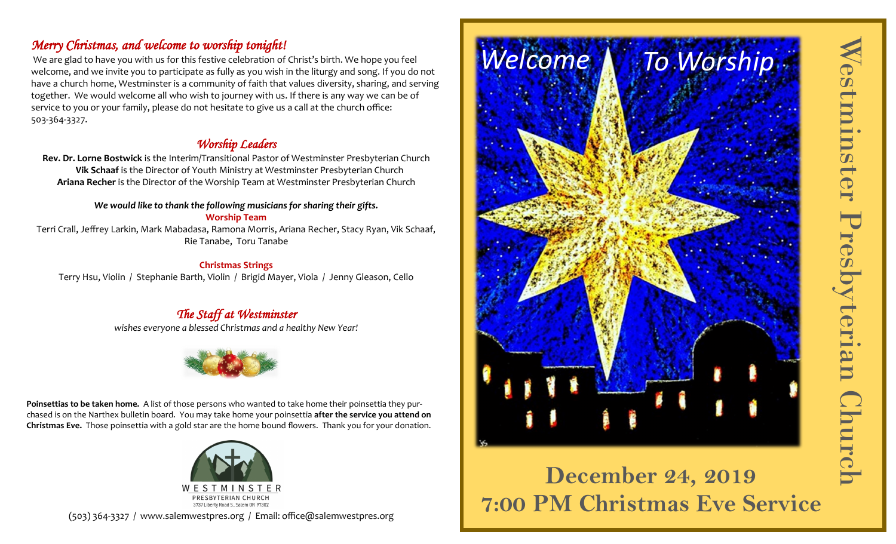## *Merry Christmas, and welcome to worship tonight!*

We are glad to have you with us for this festive celebration of Christ's birth. We hope you feel welcome, and we invite you to participate as fully as you wish in the liturgy and song. If you do not have a church home, Westminster is a community of faith that values diversity, sharing, and serving together. We would welcome all who wish to journey with us. If there is any way we can be of service to you or your family, please do not hesitate to give us a call at the church office: 503-364-3327.

## *Worship Leaders*

**Rev. Dr. Lorne Bostwick** is the Interim/Transitional Pastor of Westminster Presbyterian Church
**Vik Schaaf** is the Director of Youth Ministry at Westminster Presbyterian Church
**Ariana Recher** is the Director of the Worship Team at Westminster Presbyterian Church

***We would like to thank the following musicians for sharing their gifts.***

**Worship Team**

Terri Crall, Jeffrey Larkin, Mark Mabadasa, Ramona Morris, Ariana Recher, Stacy Ryan, Vik Schaaf, Rie Tanabe, Toru Tanabe

**Christmas Strings**

Terry Hsu, Violin / Stephanie Barth, Violin / Brigid Mayer, Viola / Jenny Gleason, Cello

## *The Staff at Westminster*

*wishes everyone a blessed Christmas and a healthy New Year!*

**Poinsettias to be taken home.** A list of those persons who wanted to take home their poinsettia they purchased is on the Narthex bulletin board. You may take home your poinsettia **after the service you attend on Christmas Eve.** Those poinsettia with a gold star are the home bound flowers. Thank you for your donation.

WESTMINSTER
PRESBYTERIAN CHURCH
3737 Liberty Road S., Salem OR 97302

(503) 364-3327 / www.salemwestpres.org / Email: office@salemwestpres.org

# Welcome To Worship

# Westminster Presbyterian Church

## December 24, 2019
## 7:00 PM Christmas Eve Service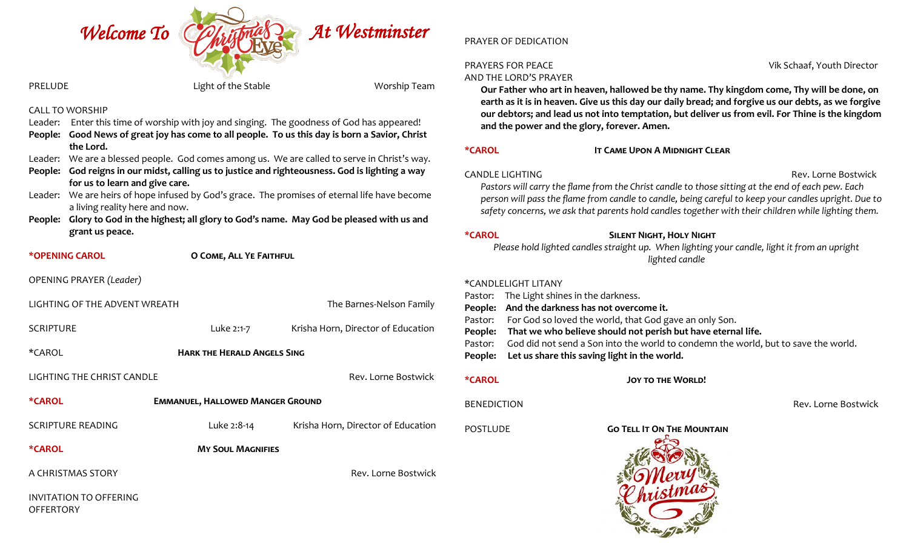# *Welcome To Christmas Eve At Westminster*

PRELUDE Light of the Stable Worship Team

CALL TO WORSHIP

Leader: Enter this time of worship with joy and singing. The goodness of God has appeared!

**People: Good News of great joy has come to all people. To us this day is born a Savior, Christ the Lord.**

Leader: We are a blessed people. God comes among us. We are called to serve in Christ's way.

**People: God reigns in our midst, calling us to justice and righteousness. God is lighting a way for us to learn and give care.**

Leader: We are heirs of hope infused by God's grace. The promises of eternal life have become a living reality here and now.

**People: Glory to God in the highest; all glory to God's name. May God be pleased with us and grant us peace.**

***OPENING CAROL** **O Come, All Ye Faithful**

OPENING PRAYER *(Leader)*

LIGHTING OF THE ADVENT WREATH The Barnes-Nelson Family

SCRIPTURE Luke 2:1-7 Krisha Horn, Director of Education

*CAROL **Hark the Herald Angels Sing**

LIGHTING THE CHRIST CANDLE Rev. Lorne Bostwick

***CAROL** **Emmanuel, Hallowed Manger Ground**

SCRIPTURE READING Luke 2:8-14 Krisha Horn, Director of Education

***CAROL** **My Soul Magnifies**

A CHRISTMAS STORY Rev. Lorne Bostwick

INVITATION TO OFFERING
OFFERTORY

PRAYER OF DEDICATION

PRAYERS FOR PEACE Vik Schaaf, Youth Director
AND THE LORD'S PRAYER

**Our Father who art in heaven, hallowed be thy name. Thy kingdom come, Thy will be done, on earth as it is in heaven. Give us this day our daily bread; and forgive us our debts, as we forgive our debtors; and lead us not into temptation, but deliver us from evil. For Thine is the kingdom and the power and the glory, forever. Amen.**

***CAROL** **It Came Upon A Midnight Clear**

CANDLE LIGHTING Rev. Lorne Bostwick

*Pastors will carry the flame from the Christ candle to those sitting at the end of each pew. Each person will pass the flame from candle to candle, being careful to keep your candles upright. Due to safety concerns, we ask that parents hold candles together with their children while lighting them.*

***CAROL** **Silent Night, Holy Night**

*Please hold lighted candles straight up. When lighting your candle, light it from an upright lighted candle*

*CANDLELIGHT LITANY

Pastor: The Light shines in the darkness.

**People: And the darkness has not overcome it.**

Pastor: For God so loved the world, that God gave an only Son.

**People: That we who believe should not perish but have eternal life.**

Pastor: God did not send a Son into the world to condemn the world, but to save the world.

**People: Let us share this saving light in the world.**

***CAROL** **Joy to the World!**

BENEDICTION Rev. Lorne Bostwick

POSTLUDE **Go Tell It On The Mountain**

Merry Christmas